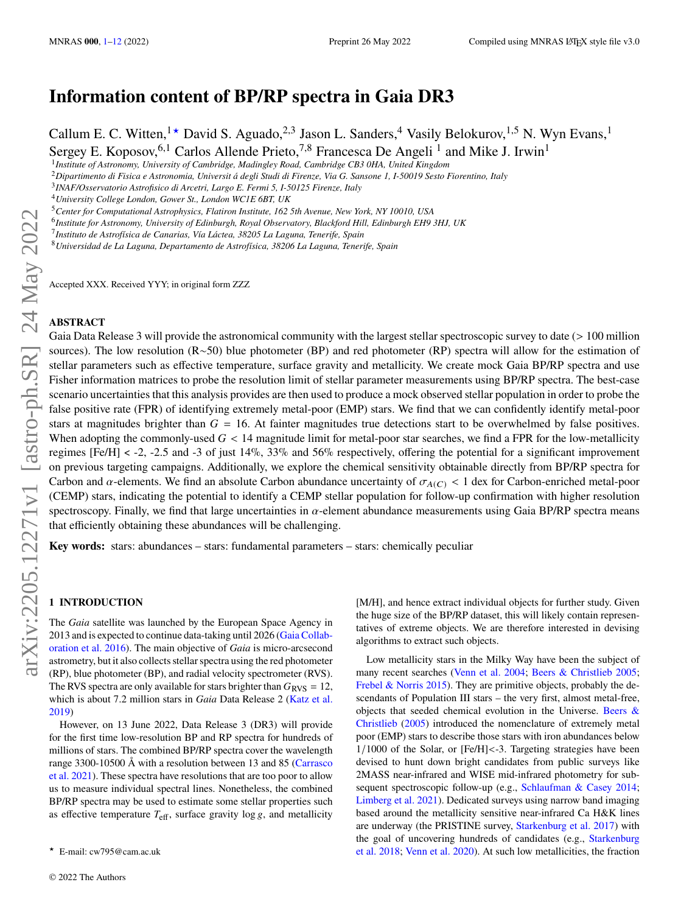# Information content of BP/RP spectra in Gaia DR3

Callum E. C. Witten,[1★] David S. Aguado,[2,3] Jason L. Sanders,[4] Vasily Belokurov,[1,5] N. Wyn Evans,[1] Sergey E. Koposov,[6,1] Carlos Allende Prieto,[7,8] Francesca De Angeli [1] and Mike J. Irwin[1]

[1] *Institute of Astronomy, University of Cambridge, Madingley Road, Cambridge CB3 0HA, United Kingdom*
[2] *Dipartimento di Fisica e Astronomia, Universit á degli Studi di Firenze, Via G. Sansone 1, I-50019 Sesto Fiorentino, Italy*
[3] *INAF/Osservatorio Astrofisico di Arcetri, Largo E. Fermi 5, I-50125 Firenze, Italy*
[4] *University College London, Gower St., London WC1E 6BT, UK*
[5] *Center for Computational Astrophysics, Flatiron Institute, 162 5th Avenue, New York, NY 10010, USA*
[6] *Institute for Astronomy, University of Edinburgh, Royal Observatory, Blackford Hill, Edinburgh EH9 3HJ, UK*
[7] *Instituto de Astrofísica de Canarias, Vía Láctea, 38205 La Laguna, Tenerife, Spain*
[8] *Universidad de La Laguna, Departamento de Astrofísica, 38206 La Laguna, Tenerife, Spain*

Accepted XXX. Received YYY; in original form ZZZ

## ABSTRACT

Gaia Data Release 3 will provide the astronomical community with the largest stellar spectroscopic survey to date (> 100 million sources). The low resolution (R∼50) blue photometer (BP) and red photometer (RP) spectra will allow for the estimation of stellar parameters such as effective temperature, surface gravity and metallicity. We create mock Gaia BP/RP spectra and use Fisher information matrices to probe the resolution limit of stellar parameter measurements using BP/RP spectra. The best-case scenario uncertainties that this analysis provides are then used to produce a mock observed stellar population in order to probe the false positive rate (FPR) of identifying extremely metal-poor (EMP) stars. We find that we can confidently identify metal-poor stars at magnitudes brighter than $G = 16$. At fainter magnitudes true detections start to be overwhelmed by false positives. When adopting the commonly-used $G < 14$ magnitude limit for metal-poor star searches, we find a FPR for the low-metallicity regimes [Fe/H] < -2, -2.5 and -3 of just 14%, 33% and 56% respectively, offering the potential for a significant improvement on previous targeting campaigns. Additionally, we explore the chemical sensitivity obtainable directly from BP/RP spectra for Carbon and $\alpha$-elements. We find an absolute Carbon abundance uncertainty of $\sigma_{A(C)} < 1$ dex for Carbon-enriched metal-poor (CEMP) stars, indicating the potential to identify a CEMP stellar population for follow-up confirmation with higher resolution spectroscopy. Finally, we find that large uncertainties in $\alpha$-element abundance measurements using Gaia BP/RP spectra means that efficiently obtaining these abundances will be challenging.

**Key words:** stars: abundances – stars: fundamental parameters – stars: chemically peculiar

## 1 INTRODUCTION

The *Gaia* satellite was launched by the European Space Agency in 2013 and is expected to continue data-taking until 2026 (Gaia Collaboration et al. 2016). The main objective of *Gaia* is micro-arcsecond astrometry, but it also collects stellar spectra using the red photometer (RP), blue photometer (BP), and radial velocity spectrometer (RVS). The RVS spectra are only available for stars brighter than $G_{\rm RVS} = 12$, which is about 7.2 million stars in *Gaia* Data Release 2 (Katz et al. 2019)

However, on 13 June 2022, Data Release 3 (DR3) will provide for the first time low-resolution BP and RP spectra for hundreds of millions of stars. The combined BP/RP spectra cover the wavelength range 3300-10500 Å with a resolution between 13 and 85 (Carrasco et al. 2021). These spectra have resolutions that are too poor to allow us to measure individual spectral lines. Nonetheless, the combined BP/RP spectra may be used to estimate some stellar properties such as effective temperature $T_{\rm eff}$, surface gravity $\log g$, and metallicity [M/H], and hence extract individual objects for further study. Given the huge size of the BP/RP dataset, this will likely contain representatives of extreme objects. We are therefore interested in devising algorithms to extract such objects.

Low metallicity stars in the Milky Way have been the subject of many recent searches (Venn et al. 2004; Beers & Christlieb 2005; Frebel & Norris 2015). They are primitive objects, probably the descendants of Population III stars – the very first, almost metal-free, objects that seeded chemical evolution in the Universe. Beers & Christlieb (2005) introduced the nomenclature of extremely metal poor (EMP) stars to describe those stars with iron abundances below 1/1000 of the Solar, or [Fe/H]<-3. Targeting strategies have been devised to hunt down bright candidates from public surveys like 2MASS near-infrared and WISE mid-infrared photometry for subsequent spectroscopic follow-up (e.g., Schlaufman & Casey 2014; Limberg et al. 2021). Dedicated surveys using narrow band imaging based around the metallicity sensitive near-infrared Ca H&K lines are underway (the PRISTINE survey, Starkenburg et al. 2017) with the goal of uncovering hundreds of candidates (e.g., Starkenburg et al. 2018; Venn et al. 2020). At such low metallicities, the fraction

★ E-mail: cw795@cam.ac.uk

© 2022 The Authors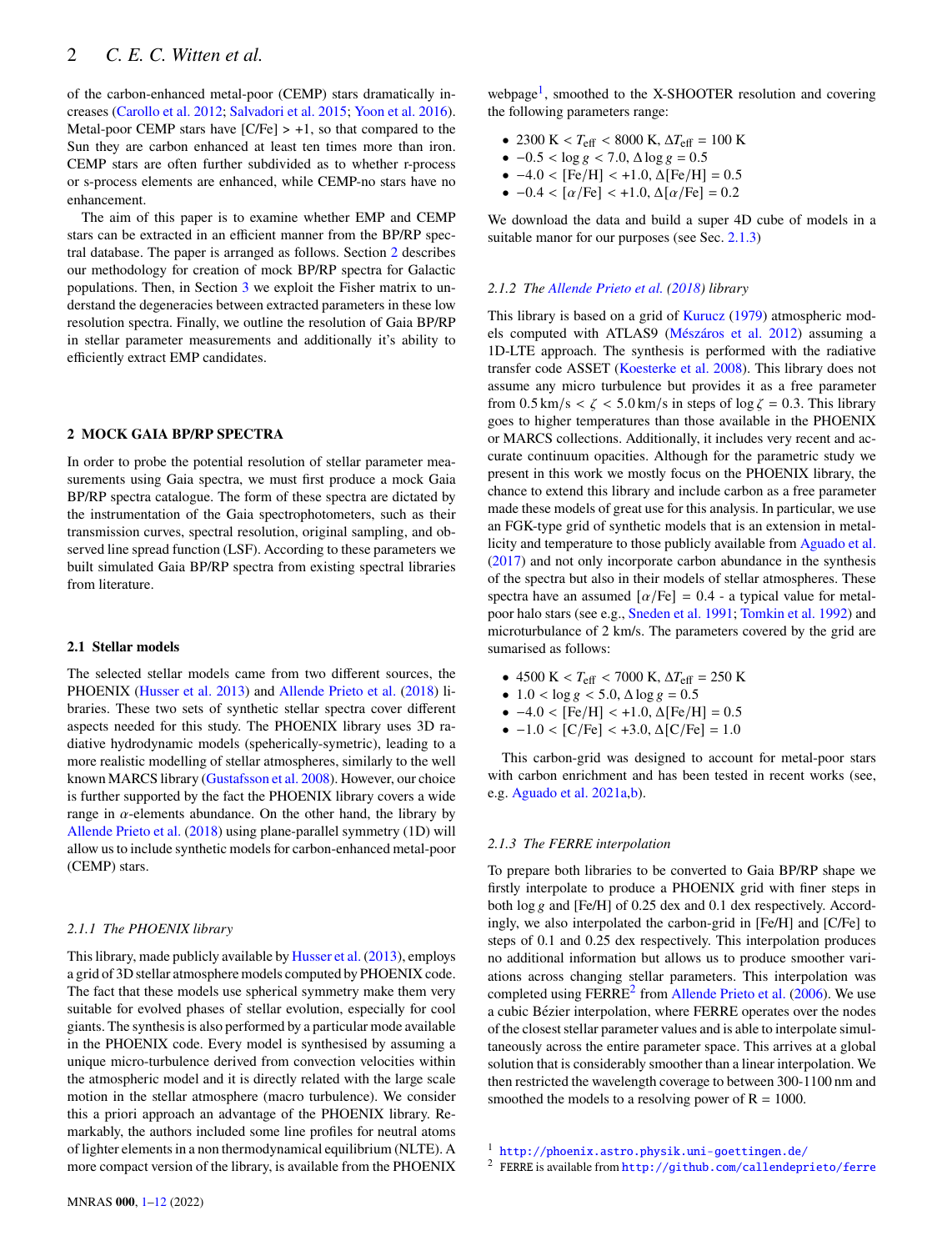of the carbon-enhanced metal-poor (CEMP) stars dramatically increases (Carollo et al. 2012; Salvadori et al. 2015; Yoon et al. 2016). Metal-poor CEMP stars have [C/Fe] > +1, so that compared to the Sun they are carbon enhanced at least ten times more than iron. CEMP stars are often further subdivided as to whether r-process or s-process elements are enhanced, while CEMP-no stars have no enhancement.

The aim of this paper is to examine whether EMP and CEMP stars can be extracted in an efficient manner from the BP/RP spectral database. The paper is arranged as follows. Section 2 describes our methodology for creation of mock BP/RP spectra for Galactic populations. Then, in Section 3 we exploit the Fisher matrix to understand the degeneracies between extracted parameters in these low resolution spectra. Finally, we outline the resolution of Gaia BP/RP in stellar parameter measurements and additionally it's ability to efficiently extract EMP candidates.

## 2 MOCK GAIA BP/RP SPECTRA

In order to probe the potential resolution of stellar parameter measurements using Gaia spectra, we must first produce a mock Gaia BP/RP spectra catalogue. The form of these spectra are dictated by the instrumentation of the Gaia spectrophotometers, such as their transmission curves, spectral resolution, original sampling, and observed line spread function (LSF). According to these parameters we built simulated Gaia BP/RP spectra from existing spectral libraries from literature.

### 2.1 Stellar models

The selected stellar models came from two different sources, the PHOENIX (Husser et al. 2013) and Allende Prieto et al. (2018) libraries. These two sets of synthetic stellar spectra cover different aspects needed for this study. The PHOENIX library uses 3D radiative hydrodynamic models (spherically-symetric), leading to a more realistic modelling of stellar atmospheres, similarly to the well known MARCS library (Gustafsson et al. 2008). However, our choice is further supported by the fact the PHOENIX library covers a wide range in $\alpha$-elements abundance. On the other hand, the library by Allende Prieto et al. (2018) using plane-parallel symmetry (1D) will allow us to include synthetic models for carbon-enhanced metal-poor (CEMP) stars.

#### 2.1.1 The PHOENIX library

This library, made publicly available by Husser et al. (2013), employs a grid of 3D stellar atmosphere models computed by PHOENIX code. The fact that these models use spherical symmetry make them very suitable for evolved phases of stellar evolution, especially for cool giants. The synthesis is also performed by a particular mode available in the PHOENIX code. Every model is synthesised by assuming a unique micro-turbulence derived from convection velocities within the atmospheric model and it is directly related with the large scale motion in the stellar atmosphere (macro turbulence). We consider this a priori approach an advantage of the PHOENIX library. Remarkably, the authors included some line profiles for neutral atoms of lighter elements in a non thermodynamical equilibrium (NLTE). A more compact version of the library, is available from the PHOENIX webpage[1], smoothed to the X-SHOOTER resolution and covering the following parameters range:

- 2300 K < $T_{\rm eff}$ < 8000 K, $\Delta T_{\rm eff}$ = 100 K
- $-0.5 < \log g < 7.0$, $\Delta \log g = 0.5$
- $-4.0 <$ [Fe/H] $< +1.0$, $\Delta$[Fe/H] = 0.5
- $-0.4 < [\alpha/\text{Fe}] < +1.0$, $\Delta[\alpha/\text{Fe}] = 0.2$

We download the data and build a super 4D cube of models in a suitable manor for our purposes (see Sec. 2.1.3)

#### 2.1.2 The Allende Prieto et al. (2018) library

This library is based on a grid of Kurucz (1979) atmospheric models computed with ATLAS9 (Mészáros et al. 2012) assuming a 1D-LTE approach. The synthesis is performed with the radiative transfer code ASSET (Koesterke et al. 2008). This library does not assume any micro turbulence but provides it as a free parameter from 0.5 km/s < $\zeta$ < 5.0 km/s in steps of $\log \zeta = 0.3$. This library goes to higher temperatures than those available in the PHOENIX or MARCS collections. Additionally, it includes very recent and accurate continuum opacities. Although for the parametric study we present in this work we mostly focus on the PHOENIX library, the chance to extend this library and include carbon as a free parameter made these models of great use for this analysis. In particular, we use an FGK-type grid of synthetic models that is an extension in metallicity and temperature to those publicly available from Aguado et al. (2017) and not only incorporate carbon abundance in the synthesis of the spectra but also in their models of stellar atmospheres. These spectra have an assumed $[\alpha/\text{Fe}] = 0.4$ - a typical value for metal-poor halo stars (see e.g., Sneden et al. 1991; Tomkin et al. 1992) and microturbulance of 2 km/s. The parameters covered by the grid are sumarised as follows:

- 4500 K < $T_{\rm eff}$ < 7000 K, $\Delta T_{\rm eff}$ = 250 K
- $1.0 < \log g < 5.0$, $\Delta \log g = 0.5$
- $-4.0 <$ [Fe/H] $< +1.0$, $\Delta$[Fe/H] = 0.5
- $-1.0 <$ [C/Fe] $< +3.0$, $\Delta$[C/Fe] = 1.0

This carbon-grid was designed to account for metal-poor stars with carbon enrichment and has been tested in recent works (see, e.g. Aguado et al. 2021a,b).

#### 2.1.3 The FERRE interpolation

To prepare both libraries to be converted to Gaia BP/RP shape we firstly interpolate to produce a PHOENIX grid with finer steps in both $\log g$ and [Fe/H] of 0.25 dex and 0.1 dex respectively. Accordingly, we also interpolated the carbon-grid in [Fe/H] and [C/Fe] to steps of 0.1 and 0.25 dex respectively. This interpolation produces no additional information but allows us to produce smoother variations across changing stellar parameters. This interpolation was completed using FERRE[2] from Allende Prieto et al. (2006). We use a cubic Bézier interpolation, where FERRE operates over the nodes of the closest stellar parameter values and is able to interpolate simultaneously across the entire parameter space. This arrives at a global solution that is considerably smoother than a linear interpolation. We then restricted the wavelength coverage to between 300-1100 nm and smoothed the models to a resolving power of R = 1000.

[1] http://phoenix.astro.physik.uni-goettingen.de/

[2] FERRE is available from http://github.com/callendeprieto/ferre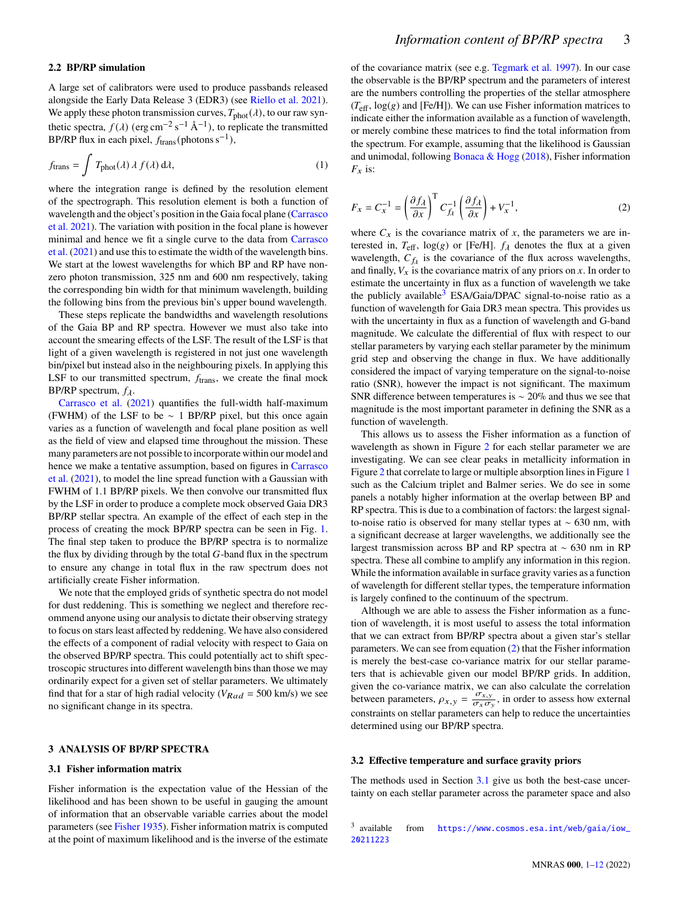### 2.2 BP/RP simulation

A large set of calibrators were used to produce passbands released alongside the Early Data Release 3 (EDR3) (see Riello et al. 2021). We apply these photon transmission curves, $T_{\rm phot}(\lambda)$, to our raw synthetic spectra, $f(\lambda)$ (erg cm$^{-2}$ s$^{-1}$ Å$^{-1}$), to replicate the transmitted BP/RP flux in each pixel, $f_{\rm trans}$(photons s$^{-1}$),

$$f_{\rm trans} = \int T_{\rm phot}(\lambda)\, \lambda\, f(\lambda)\, {\rm d}\lambda, \tag{1}$$

where the integration range is defined by the resolution element of the spectrograph. This resolution element is both a function of wavelength and the object's position in the Gaia focal plane (Carrasco et al. 2021). The variation with position in the focal plane is however minimal and hence we fit a single curve to the data from Carrasco et al. (2021) and use this to estimate the width of the wavelength bins. We start at the lowest wavelengths for which BP and RP have non-zero photon transmission, 325 nm and 600 nm respectively, taking the corresponding bin width for that minimum wavelength, building the following bins from the previous bin's upper bound wavelength.

These steps replicate the bandwidths and wavelength resolutions of the Gaia BP and RP spectra. However we must also take into account the smearing effects of the LSF. The result of the LSF is that light of a given wavelength is registered in not just one wavelength bin/pixel but instead also in the neighbouring pixels. In applying this LSF to our transmitted spectrum, $f_{\rm trans}$, we create the final mock BP/RP spectrum, $f_\lambda$.

Carrasco et al. (2021) quantifies the full-width half-maximum (FWHM) of the LSF to be $\sim$ 1 BP/RP pixel, but this once again varies as a function of wavelength and focal plane position as well as the field of view and elapsed time throughout the mission. These many parameters are not possible to incorporate within our model and hence we make a tentative assumption, based on figures in Carrasco et al. (2021), to model the line spread function with a Gaussian with FWHM of 1.1 BP/RP pixels. We then convolve our transmitted flux by the LSF in order to produce a complete mock observed Gaia DR3 BP/RP stellar spectra. An example of the effect of each step in the process of creating the mock BP/RP spectra can be seen in Fig. 1. The final step taken to produce the BP/RP spectra is to normalize the flux by dividing through by the total $G$-band flux in the spectrum to ensure any change in total flux in the raw spectrum does not artificially create Fisher information.

We note that the employed grids of synthetic spectra do not model for dust reddening. This is something we neglect and therefore recommend anyone using our analysis to dictate their observing strategy to focus on stars least affected by reddening. We have also considered the effects of a component of radial velocity with respect to Gaia on the observed BP/RP spectra. This could potentially act to shift spectroscopic structures into different wavelength bins than those we may ordinarily expect for a given set of stellar parameters. We ultimately find that for a star of high radial velocity ($V_{Rad}$ = 500 km/s) we see no significant change in its spectra.

## 3 ANALYSIS OF BP/RP SPECTRA

### 3.1 Fisher information matrix

Fisher information is the expectation value of the Hessian of the likelihood and has been shown to be useful in gauging the amount of information that an observable variable carries about the model parameters (see Fisher 1935). Fisher information matrix is computed at the point of maximum likelihood and is the inverse of the estimate of the covariance matrix (see e.g. Tegmark et al. 1997). In our case the observable is the BP/RP spectrum and the parameters of interest are the numbers controlling the properties of the stellar atmosphere ($T_{\rm eff}$, log($g$) and [Fe/H]). We can use Fisher information matrices to indicate either the information available as a function of wavelength, or merely combine these matrices to find the total information from the spectrum. For example, assuming that the likelihood is Gaussian and unimodal, following Bonaca & Hogg (2018), Fisher information $F_x$ is:

$$F_x = C_x^{-1} = \left(\frac{\partial f_\lambda}{\partial x}\right)^{\rm T} C_{f_\lambda}^{-1} \left(\frac{\partial f_\lambda}{\partial x}\right) + V_x^{-1}, \tag{2}$$

where $C_x$ is the covariance matrix of $x$, the parameters we are interested in, $T_{\rm eff}$, log($g$) or [Fe/H]. $f_\lambda$ denotes the flux at a given wavelength, $C_{f_\lambda}$ is the covariance of the flux across wavelengths, and finally, $V_x$ is the covariance matrix of any priors on $x$. In order to estimate the uncertainty in flux as a function of wavelength we take the publicly available[3] ESA/Gaia/DPAC signal-to-noise ratio as a function of wavelength for Gaia DR3 mean spectra. This provides us with the uncertainty in flux as a function of wavelength and G-band magnitude. We calculate the differential of flux with respect to our stellar parameters by varying each stellar parameter by the minimum grid step and observing the change in flux. We have additionally considered the impact of varying temperature on the signal-to-noise ratio (SNR), however the impact is not significant. The maximum SNR difference between temperatures is $\sim$ 20% and thus we see that magnitude is the most important parameter in defining the SNR as a function of wavelength.

This allows us to assess the Fisher information as a function of wavelength as shown in Figure 2 for each stellar parameter we are investigating. We can see clear peaks in metallicity information in Figure 2 that correlate to large or multiple absorption lines in Figure 1 such as the Calcium triplet and Balmer series. We do see in some panels a notably higher information at the overlap between BP and RP spectra. This is due to a combination of factors: the largest signal-to-noise ratio is observed for many stellar types at $\sim$ 630 nm, with a significant decrease at larger wavelengths, we additionally see the largest transmission across BP and RP spectra at $\sim$ 630 nm in RP spectra. These all combine to amplify any information in this region. While the information available in surface gravity varies as a function of wavelength for different stellar types, the temperature information is largely confined to the continuum of the spectrum.

Although we are able to assess the Fisher information as a function of wavelength, it is most useful to assess the total information that we can extract from BP/RP spectra about a given star's stellar parameters. We can see from equation (2) that the Fisher information is merely the best-case co-variance matrix for our stellar parameters that is achievable given our model BP/RP grids. In addition, given the co-variance matrix, we can also calculate the correlation between parameters, $\rho_{x,y} = \frac{\sigma_{x,y}}{\sigma_x \sigma_y}$, in order to assess how external constraints on stellar parameters can help to reduce the uncertainties determined using our BP/RP spectra.

### 3.2 Effective temperature and surface gravity priors

The methods used in Section 3.1 give us both the best-case uncertainty on each stellar parameter across the parameter space and also

[3] available from https://www.cosmos.esa.int/web/gaia/iow_20211223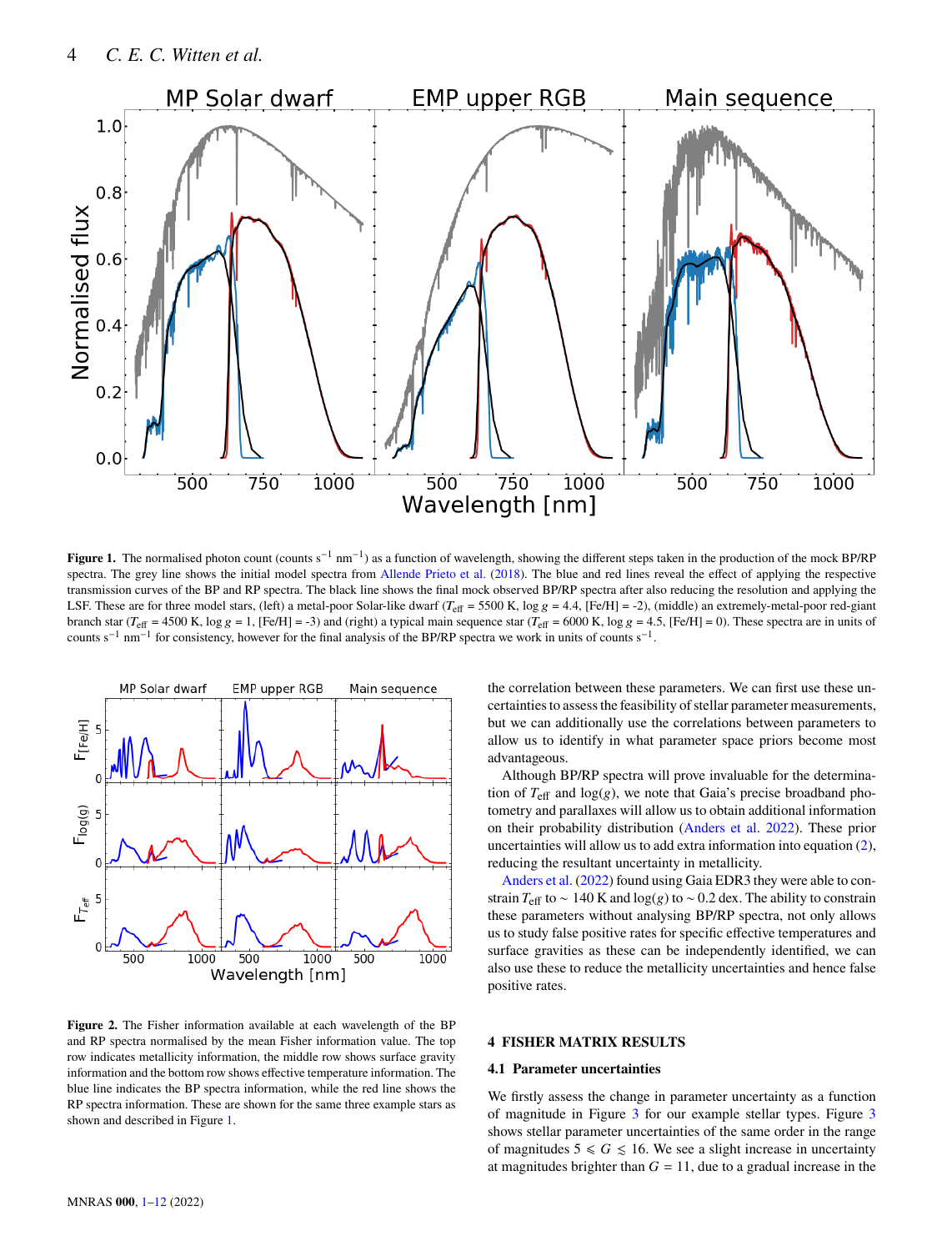**Figure 1.** The normalised photon count (counts s$^{-1}$ nm$^{-1}$) as a function of wavelength, showing the different steps taken in the production of the mock BP/RP spectra. The grey line shows the initial model spectra from Allende Prieto et al. (2018). The blue and red lines reveal the effect of applying the respective transmission curves of the BP and RP spectra. The black line shows the final mock observed BP/RP spectra after also reducing the resolution and applying the LSF. These are for three model stars, (left) a metal-poor Solar-like dwarf ($T_{\rm eff}$ = 5500 K, log $g$ = 4.4, [Fe/H] = -2), (middle) an extremely-metal-poor red-giant branch star ($T_{\rm eff}$ = 4500 K, log $g$ = 1, [Fe/H] = -3) and (right) a typical main sequence star ($T_{\rm eff}$ = 6000 K, log $g$ = 4.5, [Fe/H] = 0). These spectra are in units of counts s$^{-1}$ nm$^{-1}$ for consistency, however for the final analysis of the BP/RP spectra we work in units of counts s$^{-1}$.

**Figure 2.** The Fisher information available at each wavelength of the BP and RP spectra normalised by the mean Fisher information value. The top row indicates metallicity information, the middle row shows surface gravity information and the bottom row shows effective temperature information. The blue line indicates the BP spectra information, while the red line shows the RP spectra information. These are shown for the same three example stars as shown and described in Figure 1.

the correlation between these parameters. We can first use these uncertainties to assess the feasibility of stellar parameter measurements, but we can additionally use the correlations between parameters to allow us to identify in what parameter space priors become most advantageous.

Although BP/RP spectra will prove invaluable for the determination of $T_{\rm eff}$ and log($g$), we note that Gaia's precise broadband photometry and parallaxes will allow us to obtain additional information on their probability distribution (Anders et al. 2022). These prior uncertainities will allow us to add extra information into equation (2), reducing the resultant uncertainty in metallicity.

Anders et al. (2022) found using Gaia EDR3 they were able to constrain $T_{\rm eff}$ to ~ 140 K and log($g$) to ~ 0.2 dex. The ability to constrain these parameters without analysing BP/RP spectra, not only allows us to study false positive rates for specific effective temperatures and surface gravities as these can be independently identified, we can also use these to reduce the metallicity uncertainties and hence false positive rates.

## 4 FISHER MATRIX RESULTS

### 4.1 Parameter uncertainties

We firstly assess the change in parameter uncertainty as a function of magnitude in Figure 3 for our example stellar types. Figure 3 shows stellar parameter uncertainties of the same order in the range of magnitudes $5 \leqslant G \lesssim 16$. We see a slight increase in uncertainty at magnitudes brighter than $G$ = 11, due to a gradual increase in the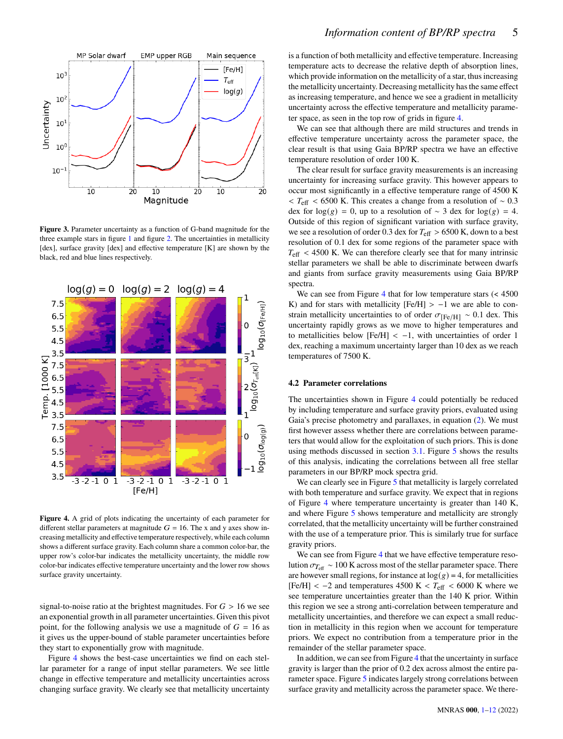**Figure 3.** Parameter uncertainty as a function of G-band magnitude for the three example stars in figure 1 and figure 2. The uncertainties in metallicity [dex], surface gravity [dex] and effective temperature [K] are shown by the black, red and blue lines respectively.

**Figure 4.** A grid of plots indicating the uncertainty of each parameter for different stellar parameters at magnitude $G = 16$. The x and y axes show increasing metallicity and effective temperature respectively, while each column shows a different surface gravity. Each column share a common color-bar, the upper row's color-bar indicates the metallicity uncertainty, the middle row color-bar indicates effective temperature uncertainty and the lower row shows surface gravity uncertainty.

signal-to-noise ratio at the brightest magnitudes. For $G > 16$ we see an exponential growth in all parameter uncertainties. Given this pivot point, for the following analysis we use a magnitude of $G = 16$ as it gives us the upper-bound of stable parameter uncertainties before they start to exponentially grow with magnitude.

Figure 4 shows the best-case uncertainties we find on each stellar parameter for a range of input stellar parameters. We see little change in effective temperature and metallicity uncertainties across changing surface gravity. We clearly see that metallicity uncertainty is a function of both metallicity and effective temperature. Increasing temperature acts to decrease the relative depth of absorption lines, which provide information on the metallicity of a star, thus increasing the metallicity uncertainty. Decreasing metallicity has the same effect as increasing temperature, and hence we see a gradient in metallicity uncertainty across the effective temperature and metallicity parameter space, as seen in the top row of grids in figure 4.

We can see that although there are mild structures and trends in effective temperature uncertainty across the parameter space, the clear result is that using Gaia BP/RP spectra we have an effective temperature resolution of order 100 K.

The clear result for surface gravity measurements is an increasing uncertainty for increasing surface gravity. This however appears to occur most significantly in a effective temperature range of 4500 K $< T_{\rm eff} <$ 6500 K. This creates a change from a resolution of $\sim 0.3$ dex for $\log(g) = 0$, up to a resolution of $\sim 3$ dex for $\log(g) = 4$. Outside of this region of significant variation with surface gravity, we see a resolution of order 0.3 dex for $T_{\rm eff} >$ 6500 K, down to a best resolution of 0.1 dex for some regions of the parameter space with $T_{\rm eff} <$ 4500 K. We can therefore clearly see that for many intrinsic stellar parameters we shall be able to discriminate between dwarfs and giants from surface gravity measurements using Gaia BP/RP spectra.

We can see from Figure 4 that for low temperature stars ($<$ 4500 K) and for stars with metallicity [Fe/H] $> -1$ we are able to constrain metallicity uncertainties to of order $\sigma_{\rm [Fe/H]} \sim 0.1$ dex. This uncertainty rapidly grows as we move to higher temperatures and to metallicities below [Fe/H] $< -1$, with uncertainties of order 1 dex, reaching a maximum uncertainty larger than 10 dex as we reach temperatures of 7500 K.

### 4.2 Parameter correlations

The uncertainties shown in Figure 4 could potentially be reduced by including temperature and surface gravity priors, evaluated using Gaia's precise photometry and parallaxes, in equation (2). We must first however assess whether there are correlations between parameters that would allow for the exploitation of such priors. This is done using methods discussed in section 3.1. Figure 5 shows the results of this analysis, indicating the correlations between all free stellar parameters in our BP/RP mock spectra grid.

We can clearly see in Figure 5 that metallicity is largely correlated with both temperature and surface gravity. We expect that in regions of Figure 4 where temperature uncertainty is greater than 140 K, and where Figure 5 shows temperature and metallicity are strongly correlated, that the metallicity uncertainty will be further constrained with the use of a temperature prior. This is similarly true for surface gravity priors.

We can see from Figure 4 that we have effective temperature resolution $\sigma_{T_{\rm eff}} \sim 100$ K across most of the stellar parameter space. There are however small regions, for instance at $\log(g) = 4$, for metallicities [Fe/H] $< -2$ and temperatures 4500 K $< T_{\rm eff} <$ 6000 K where we see temperature uncertainties greater than the 140 K prior. Within this region we see a strong anti-correlation between temperature and metallicity uncertainties, and therefore we can expect a small reduction in metallicity in this region when we account for temperature priors. We expect no contribution from a temperature prior in the remainder of the stellar parameter space.

In addition, we can see from Figure 4 that the uncertainty in surface gravity is larger than the prior of 0.2 dex across almost the entire parameter space. Figure 5 indicates largely strong correlations between surface gravity and metallicity across the parameter space. We there-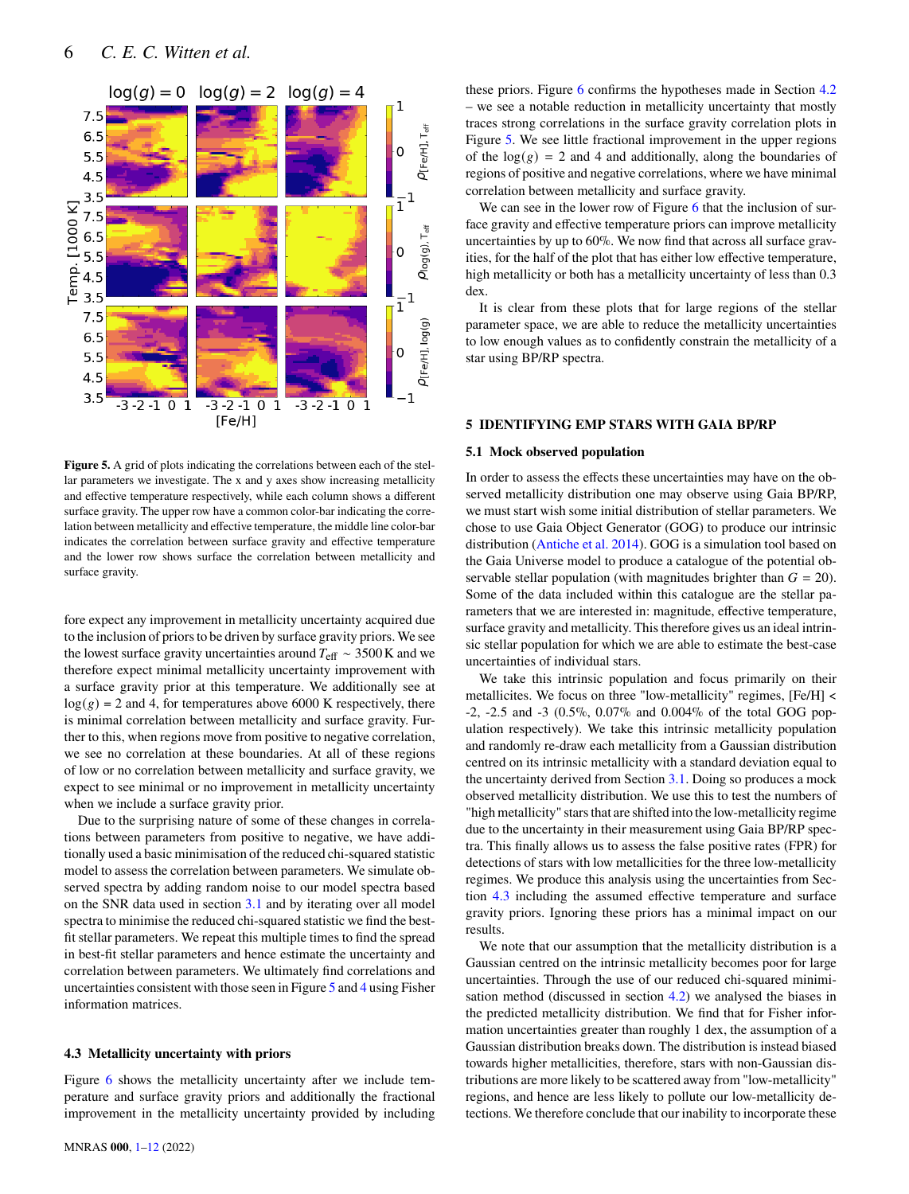Figure 5. A grid of plots indicating the correlations between each of the stellar parameters we investigate. The x and y axes show increasing metallicity and effective temperature respectively, while each column shows a different surface gravity. The upper row have a common color-bar indicating the correlation between metallicity and effective temperature, the middle line color-bar indicates the correlation between surface gravity and effective temperature and the lower row shows surface the correlation between metallicity and surface gravity.

fore expect any improvement in metallicity uncertainty acquired due to the inclusion of priors to be driven by surface gravity priors. We see the lowest surface gravity uncertainties around $T_{\rm eff} \sim 3500$ K and we therefore expect minimal metallicity uncertainty improvement with a surface gravity prior at this temperature. We additionally see at $\log(g) = 2$ and 4, for temperatures above 6000 K respectively, there is minimal correlation between metallicity and surface gravity. Further to this, when regions move from positive to negative correlation, we see no correlation at these boundaries. At all of these regions of low or no correlation between metallicity and surface gravity, we expect to see minimal or no improvement in metallicity uncertainty when we include a surface gravity prior.

Due to the surprising nature of some of these changes in correlations between parameters from positive to negative, we have additionally used a basic minimisation of the reduced chi-squared statistic model to assess the correlation between parameters. We simulate observed spectra by adding random noise to our model spectra based on the SNR data used in section 3.1 and by iterating over all model spectra to minimise the reduced chi-squared statistic we find the best-fit stellar parameters. We repeat this multiple times to find the spread in best-fit stellar parameters and hence estimate the uncertainty and correlation between parameters. We ultimately find correlations and uncertainties consistent with those seen in Figure 5 and 4 using Fisher information matrices.

### 4.3 Metallicity uncertainty with priors

Figure 6 shows the metallicity uncertainty after we include temperature and surface gravity priors and additionally the fractional improvement in the metallicity uncertainty provided by including these priors. Figure 6 confirms the hypotheses made in Section 4.2 – we see a notable reduction in metallicity uncertainty that mostly traces strong correlations in the surface gravity correlation plots in Figure 5. We see little fractional improvement in the upper regions of the $\log(g) = 2$ and 4 and additionally, along the boundaries of regions of positive and negative correlations, where we have minimal correlation between metallicity and surface gravity.

We can see in the lower row of Figure 6 that the inclusion of surface gravity and effective temperature priors can improve metallicity uncertainties by up to 60%. We now find that across all surface gravities, for the half of the plot that has either low effective temperature, high metallicity or both has a metallicity uncertainty of less than 0.3 dex.

It is clear from these plots that for large regions of the stellar parameter space, we are able to reduce the metallicity uncertainties to low enough values as to confidently constrain the metallicity of a star using BP/RP spectra.

## 5 IDENTIFYING EMP STARS WITH GAIA BP/RP

### 5.1 Mock observed population

In order to assess the effects these uncertainties may have on the observed metallicity distribution one may observe using Gaia BP/RP, we must start wish some initial distribution of stellar parameters. We chose to use Gaia Object Generator (GOG) to produce our intrinsic distribution (Antiche et al. 2014). GOG is a simulation tool based on the Gaia Universe model to produce a catalogue of the potential observable stellar population (with magnitudes brighter than $G = 20$). Some of the data included within this catalogue are the stellar parameters that we are interested in: magnitude, effective temperature, surface gravity and metallicity. This therefore gives us an ideal intrinsic stellar population for which we are able to estimate the best-case uncertainties of individual stars.

We take this intrinsic population and focus primarily on their metallicites. We focus on three "low-metallicity" regimes, [Fe/H] < -2, -2.5 and -3 (0.5%, 0.07% and 0.004% of the total GOG population respectively). We take this intrinsic metallicity population and randomly re-draw each metallicity from a Gaussian distribution centred on its intrinsic metallicity with a standard deviation equal to the uncertainty derived from Section 3.1. Doing so produces a mock observed metallicity distribution. We use this to test the numbers of "high metallicity" stars that are shifted into the low-metallicity regime due to the uncertainty in their measurement using Gaia BP/RP spectra. This finally allows us to assess the false positive rates (FPR) for detections of stars with low metallicities for the three low-metallicity regimes. We produce this analysis using the uncertainties from Section 4.3 including the assumed effective temperature and surface gravity priors. Ignoring these priors has a minimal impact on our results.

We note that our assumption that the metallicity distribution is a Gaussian centred on the intrinsic metallicity becomes poor for large uncertainties. Through the use of our reduced chi-squared minimisation method (discussed in section 4.2) we analysed the biases in the predicted metallicity distribution. We find that for Fisher information uncertainties greater than roughly 1 dex, the assumption of a Gaussian distribution breaks down. The distribution is instead biased towards higher metallicities, therefore, stars with non-Gaussian distributions are more likely to be scattered away from "low-metallicity" regions, and hence are less likely to pollute our low-metallicity detections. We therefore conclude that our inability to incorporate these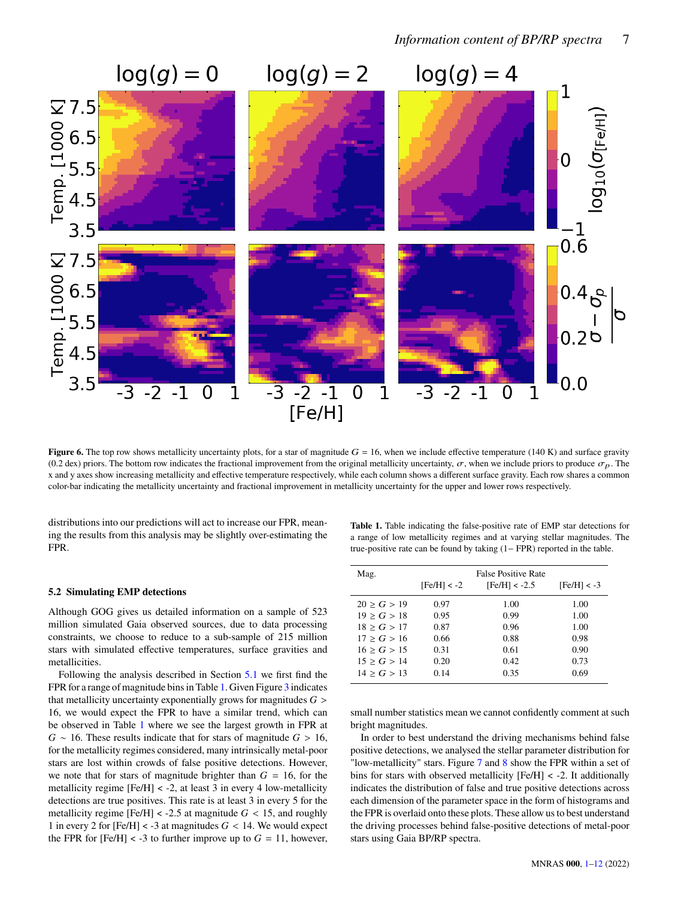**Figure 6.** The top row shows metallicity uncertainty plots, for a star of magnitude $G = 16$, when we include effective temperature (140 K) and surface gravity (0.2 dex) priors. The bottom row indicates the fractional improvement from the original metallicity uncertainty, $\sigma$, when we include priors to produce $\sigma_p$. The x and y axes show increasing metallicity and effective temperature respectively, while each column shows a different surface gravity. Each row shares a common color-bar indicating the metallicity uncertainty and fractional improvement in metallicity uncertainty for the upper and lower rows respectively.

distributions into our predictions will act to increase our FPR, meaning the results from this analysis may be slightly over-estimating the FPR.

### 5.2 Simulating EMP detections

Although GOG gives us detailed information on a sample of 523 million simulated Gaia observed sources, due to data processing constraints, we choose to reduce to a sub-sample of 215 million stars with simulated effective temperatures, surface gravities and metallicities.

Following the analysis described in Section 5.1 we first find the FPR for a range of magnitude bins in Table 1. Given Figure 3 indicates that metallicity uncertainty exponentially grows for magnitudes $G > 16$, we would expect the FPR to have a similar trend, which can be observed in Table 1 where we see the largest growth in FPR at $G \sim 16$. These results indicate that for stars of magnitude $G > 16$, for the metallicity regimes considered, many intrinsically metal-poor stars are lost within crowds of false positive detections. However, we note that for stars of magnitude brighter than $G = 16$, for the metallicity regime [Fe/H] < -2, at least 3 in every 4 low-metallicity detections are true positives. This rate is at least 3 in every 5 for the metallicity regime [Fe/H] < -2.5 at magnitude $G < 15$, and roughly 1 in every 2 for [Fe/H] < -3 at magnitudes $G < 14$. We would expect the FPR for [Fe/H] < -3 to further improve up to $G = 11$, however, small number statistics mean we cannot confidently comment at such bright magnitudes.

**Table 1.** Table indicating the false-positive rate of EMP star detections for a range of low metallicity regimes and at varying stellar magnitudes. The true-positive rate can be found by taking (1− FPR) reported in the table.

| Mag. | False Positive Rate | | |
|---|---|---|---|
| | [Fe/H] < -2 | [Fe/H] < -2.5 | [Fe/H] < -3 |
| $20 \geq G > 19$ | 0.97 | 1.00 | 1.00 |
| $19 \geq G > 18$ | 0.95 | 0.99 | 1.00 |
| $18 \geq G > 17$ | 0.87 | 0.96 | 1.00 |
| $17 \geq G > 16$ | 0.66 | 0.88 | 0.98 |
| $16 \geq G > 15$ | 0.31 | 0.61 | 0.90 |
| $15 \geq G > 14$ | 0.20 | 0.42 | 0.73 |
| $14 \geq G > 13$ | 0.14 | 0.35 | 0.69 |

In order to best understand the driving mechanisms behind false positive detections, we analysed the stellar parameter distribution for "low-metallicity" stars. Figure 7 and 8 show the FPR within a set of bins for stars with observed metallicity [Fe/H] < -2. It additionally indicates the distribution of false and true positive detections across each dimension of the parameter space in the form of histograms and the FPR is overlaid onto these plots. These allow us to best understand the driving processes behind false-positive detections of metal-poor stars using Gaia BP/RP spectra.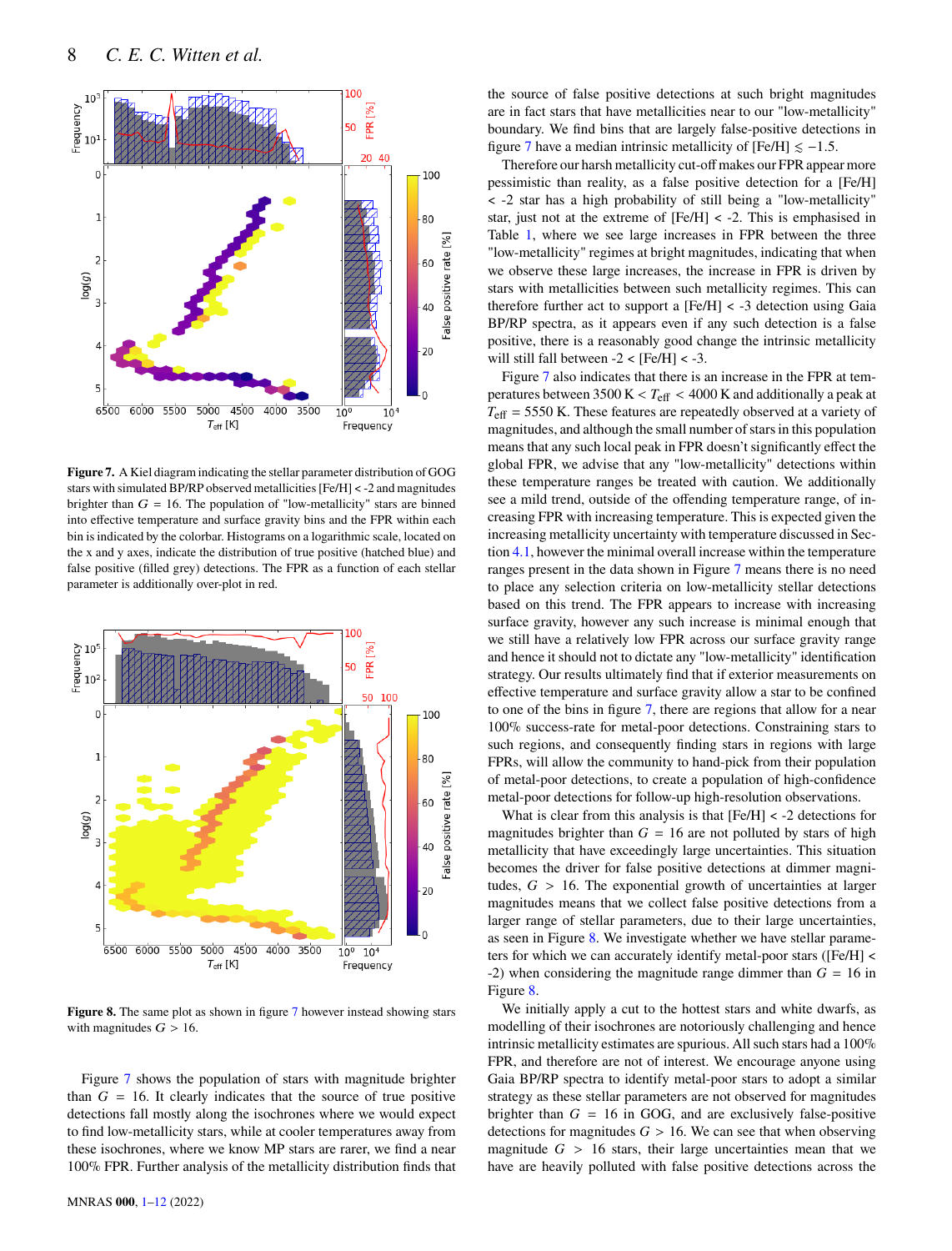**Figure 7.** A Kiel diagram indicating the stellar parameter distribution of GOG stars with simulated BP/RP observed metallicities [Fe/H] < -2 and magnitudes brighter than $G$ = 16. The population of "low-metallicity" stars are binned into effective temperature and surface gravity bins and the FPR within each bin is indicated by the colorbar. Histograms on a logarithmic scale, located on the x and y axes, indicate the distribution of true positive (hatched blue) and false positive (filled grey) detections. The FPR as a function of each stellar parameter is additionally over-plot in red.

**Figure 8.** The same plot as shown in figure 7 however instead showing stars with magnitudes $G$ > 16.

Figure 7 shows the population of stars with magnitude brighter than $G$ = 16. It clearly indicates that the source of true positive detections fall mostly along the isochrones where we would expect to find low-metallicity stars, while at cooler temperatures away from these isochrones, where we know MP stars are rarer, we find a near 100% FPR. Further analysis of the metallicity distribution finds that the source of false positive detections at such bright magnitudes are in fact stars that have metallicities near to our "low-metallicity" boundary. We find bins that are largely false-positive detections in figure 7 have a median intrinsic metallicity of [Fe/H] $\lesssim -1.5$.

Therefore our harsh metallicity cut-off makes our FPR appear more pessimistic than reality, as a false positive detection for a [Fe/H] < -2 star has a high probability of still being a "low-metallicity" star, just not at the extreme of [Fe/H] < -2. This is emphasised in Table 1, where we see large increases in FPR between the three "low-metallicity" regimes at bright magnitudes, indicating that when we observe these large increases, the increase in FPR is driven by stars with metallicities between such metallicity regimes. This can therefore further act to support a [Fe/H] < -3 detection using Gaia BP/RP spectra, as it appears even if any such detection is a false positive, there is a reasonably good change the intrinsic metallicity will still fall between -2 < [Fe/H] < -3.

Figure 7 also indicates that there is an increase in the FPR at temperatures between 3500 K < $T_{\rm eff}$ < 4000 K and additionally a peak at $T_{\rm eff}$ = 5550 K. These features are repeatedly observed at a variety of magnitudes, and although the small number of stars in this population means that any such local peak in FPR doesn't significantly effect the global FPR, we advise that any "low-metallicity" detections within these temperature ranges be treated with caution. We additionally see a mild trend, outside of the offending temperature range, of increasing FPR with increasing temperature. This is expected given the increasing metallicity uncertainty with temperature discussed in Section 4.1, however the minimal overall increase within the temperature ranges present in the data shown in Figure 7 means there is no need to place any selection criteria on low-metallicity stellar detections based on this trend. The FPR appears to increase with increasing surface gravity, however any such increase is minimal enough that we still have a relatively low FPR across our surface gravity range and hence it should not to dictate any "low-metallicity" identification strategy. Our results ultimately find that if exterior measurements on effective temperature and surface gravity allow a star to be confined to one of the bins in figure 7, there are regions that allow for a near 100% success-rate for metal-poor detections. Constraining stars to such regions, and consequently finding stars in regions with large FPRs, will allow the community to hand-pick from their population of metal-poor detections, to create a population of high-confidence metal-poor detections for follow-up high-resolution observations.

What is clear from this analysis is that [Fe/H] < -2 detections for magnitudes brighter than $G$ = 16 are not polluted by stars of high metallicity that have exceedingly large uncertainties. This situation becomes the driver for false positive detections at dimmer magnitudes, $G$ > 16. The exponential growth of uncertainties at larger magnitudes means that we collect false positive detections from a larger range of stellar parameters, due to their large uncertainties, as seen in Figure 8. We investigate whether we have stellar parameters for which we can accurately identify metal-poor stars ([Fe/H] < -2) when considering the magnitude range dimmer than $G$ = 16 in Figure 8.

We initially apply a cut to the hottest stars and white dwarfs, as modelling of their isochrones are notoriously challenging and hence intrinsic metallicity estimates are spurious. All such stars had a 100% FPR, and therefore are not of interest. We encourage anyone using Gaia BP/RP spectra to identify metal-poor stars to adopt a similar strategy as these stellar parameters are not observed for magnitudes brighter than $G$ = 16 in GOG, and are exclusively false-positive detections for magnitudes $G$ > 16. We can see that when observing magnitude $G$ > 16 stars, their large uncertainties mean that we have are heavily polluted with false positive detections across the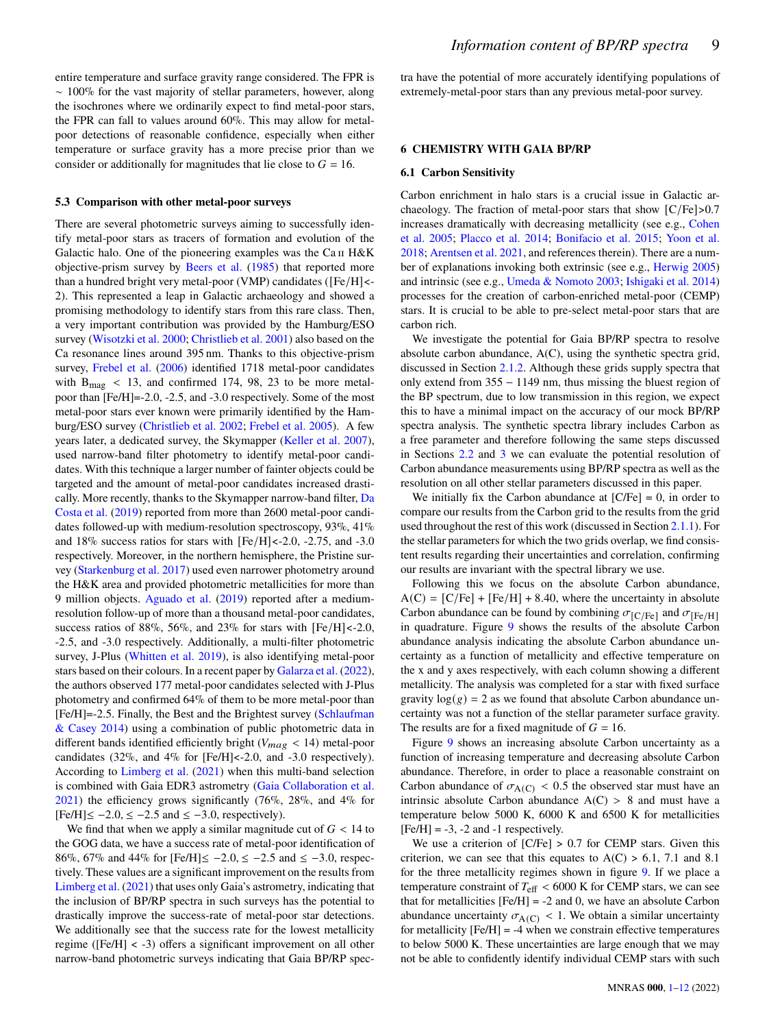entire temperature and surface gravity range considered. The FPR is $\sim$ 100% for the vast majority of stellar parameters, however, along the isochrones where we ordinarily expect to find metal-poor stars, the FPR can fall to values around 60%. This may allow for metal-poor detections of reasonable confidence, especially when either temperature or surface gravity has a more precise prior than we consider or additionally for magnitudes that lie close to $G = 16$.

### 5.3 Comparison with other metal-poor surveys

There are several photometric surveys aiming to successfully identify metal-poor stars as tracers of formation and evolution of the Galactic halo. One of the pioneering examples was the Ca II H&K objective-prism survey by Beers et al. (1985) that reported more than a hundred bright very metal-poor (VMP) candidates ([Fe/H]<-2). This represented a leap in Galactic archaeology and showed a promising methodology to identify stars from this rare class. Then, a very important contribution was provided by the Hamburg/ESO survey (Wisotzki et al. 2000; Christlieb et al. 2001) also based on the Ca resonance lines around 395 nm. Thanks to this objective-prism survey, Frebel et al. (2006) identified 1718 metal-poor candidates with $B_{mag} < 13$, and confirmed 174, 98, 23 to be more metal-poor than [Fe/H]=-2.0, -2.5, and -3.0 respectively. Some of the most metal-poor stars ever known were primarily identified by the Hamburg/ESO survey (Christlieb et al. 2002; Frebel et al. 2005). A few years later, a dedicated survey, the Skymapper (Keller et al. 2007), used narrow-band filter photometry to identify metal-poor candidates. With this technique a larger number of fainter objects could be targeted and the amount of metal-poor candidates increased drastically. More recently, thanks to the Skymapper narrow-band filter, Da Costa et al. (2019) reported from more than 2600 metal-poor candidates followed-up with medium-resolution spectroscopy, 93%, 41% and 18% success ratios for stars with [Fe/H]<-2.0, -2.75, and -3.0 respectively. Moreover, in the northern hemisphere, the Pristine survey (Starkenburg et al. 2017) used even narrower photometry around the H&K area and provided photometric metallicities for more than 9 million objects. Aguado et al. (2019) reported after a medium-resolution follow-up of more than a thousand metal-poor candidates, success ratios of 88%, 56%, and 23% for stars with [Fe/H]<-2.0, -2.5, and -3.0 respectively. Additionally, a multi-filter photometric survey, J-Plus (Whitten et al. 2019), is also identifying metal-poor stars based on their colours. In a recent paper by Galarza et al. (2022), the authors observed 177 metal-poor candidates selected with J-Plus photometry and confirmed 64% of them to be more metal-poor than [Fe/H]=-2.5. Finally, the Best and the Brightest survey (Schlaufman & Casey 2014) using a combination of public photometric data in different bands identified efficiently bright ($V_{mag} < 14$) metal-poor candidates (32%, and 4% for [Fe/H]<-2.0, and -3.0 respectively). According to Limberg et al. (2021) when this multi-band selection is combined with Gaia EDR3 astrometry (Gaia Collaboration et al. 2021) the efficiency grows significantly (76%, 28%, and 4% for [Fe/H]$\leq -2.0$, $\leq -2.5$ and $\leq -3.0$, respectively).

We find that when we apply a similar magnitude cut of $G < 14$ to the GOG data, we have a success rate of metal-poor identification of 86%, 67% and 44% for [Fe/H]$\leq -2.0$, $\leq -2.5$ and $\leq -3.0$, respectively. These values are a significant improvement on the results from Limberg et al. (2021) that uses only Gaia's astrometry, indicating that the inclusion of BP/RP spectra in such surveys has the potential to drastically improve the success-rate of metal-poor star detections. We additionally see that the success rate for the lowest metallicity regime ([Fe/H] < -3) offers a significant improvement on all other narrow-band photometric surveys indicating that Gaia BP/RP spectra have the potential of more accurately identifying populations of extremely-metal-poor stars than any previous metal-poor survey.

## 6 CHEMISTRY WITH GAIA BP/RP

### 6.1 Carbon Sensitivity

Carbon enrichment in halo stars is a crucial issue in Galactic archaeology. The fraction of metal-poor stars that show [C/Fe]>0.7 increases dramatically with decreasing metallicity (see e.g., Cohen et al. 2005; Placco et al. 2014; Bonifacio et al. 2015; Yoon et al. 2018; Arentsen et al. 2021, and references therein). There are a number of explanations invoking both extrinsic (see e.g., Herwig 2005) and intrinsic (see e.g., Umeda & Nomoto 2003; Ishigaki et al. 2014) processes for the creation of carbon-enriched metal-poor (CEMP) stars. It is crucial to be able to pre-select metal-poor stars that are carbon rich.

We investigate the potential for Gaia BP/RP spectra to resolve absolute carbon abundance, A(C), using the synthetic spectra grid, discussed in Section 2.1.2. Although these grids supply spectra that only extend from 355 − 1149 nm, thus missing the bluest region of the BP spectrum, due to low transmission in this region, we expect this to have a minimal impact on the accuracy of our mock BP/RP spectra analysis. The synthetic spectra library includes Carbon as a free parameter and therefore following the same steps discussed in Sections 2.2 and 3 we can evaluate the potential resolution of Carbon abundance measurements using BP/RP spectra as well as the resolution on all other stellar parameters discussed in this paper.

We initially fix the Carbon abundance at [C/Fe] = 0, in order to compare our results from the Carbon grid to the results from the grid used throughout the rest of this work (discussed in Section 2.1.1). For the stellar parameters for which the two grids overlap, we find consistent results regarding their uncertainties and correlation, confirming our results are invariant with the spectral library we use.

Following this we focus on the absolute Carbon abundance, A(C) = [C/Fe] + [Fe/H] + 8.40, where the uncertainty in absolute Carbon abundance can be found by combining $\sigma_{[C/Fe]}$ and $\sigma_{[Fe/H]}$ in quadrature. Figure 9 shows the results of the absolute Carbon abundance analysis indicating the absolute Carbon abundance uncertainty as a function of metallicity and effective temperature on the x and y axes respectively, with each column showing a different metallicity. The analysis was completed for a star with fixed surface gravity $\log(g) = 2$ as we found that absolute Carbon abundance uncertainty was not a function of the stellar parameter surface gravity. The results are for a fixed magnitude of $G = 16$.

Figure 9 shows an increasing absolute Carbon uncertainty as a function of increasing temperature and decreasing absolute Carbon abundance. Therefore, in order to place a reasonable constraint on Carbon abundance of $\sigma_{A(C)} < 0.5$ the observed star must have an intrinsic absolute Carbon abundance A(C) > 8 and must have a temperature below 5000 K, 6000 K and 6500 K for metallicities [Fe/H] = -3, -2 and -1 respectively.

We use a criterion of [C/Fe] > 0.7 for CEMP stars. Given this criterion, we can see that this equates to A(C) > 6.1, 7.1 and 8.1 for the three metallicity regimes shown in figure 9. If we place a temperature constraint of $T_{\rm eff} < 6000$ K for CEMP stars, we can see that for metallicities [Fe/H] = -2 and 0, we have an absolute Carbon abundance uncertainty $\sigma_{A(C)} < 1$. We obtain a similar uncertainty for metallicity [Fe/H] = -4 when we constrain effective temperatures to below 5000 K. These uncertainties are large enough that we may not be able to confidently identify individual CEMP stars with such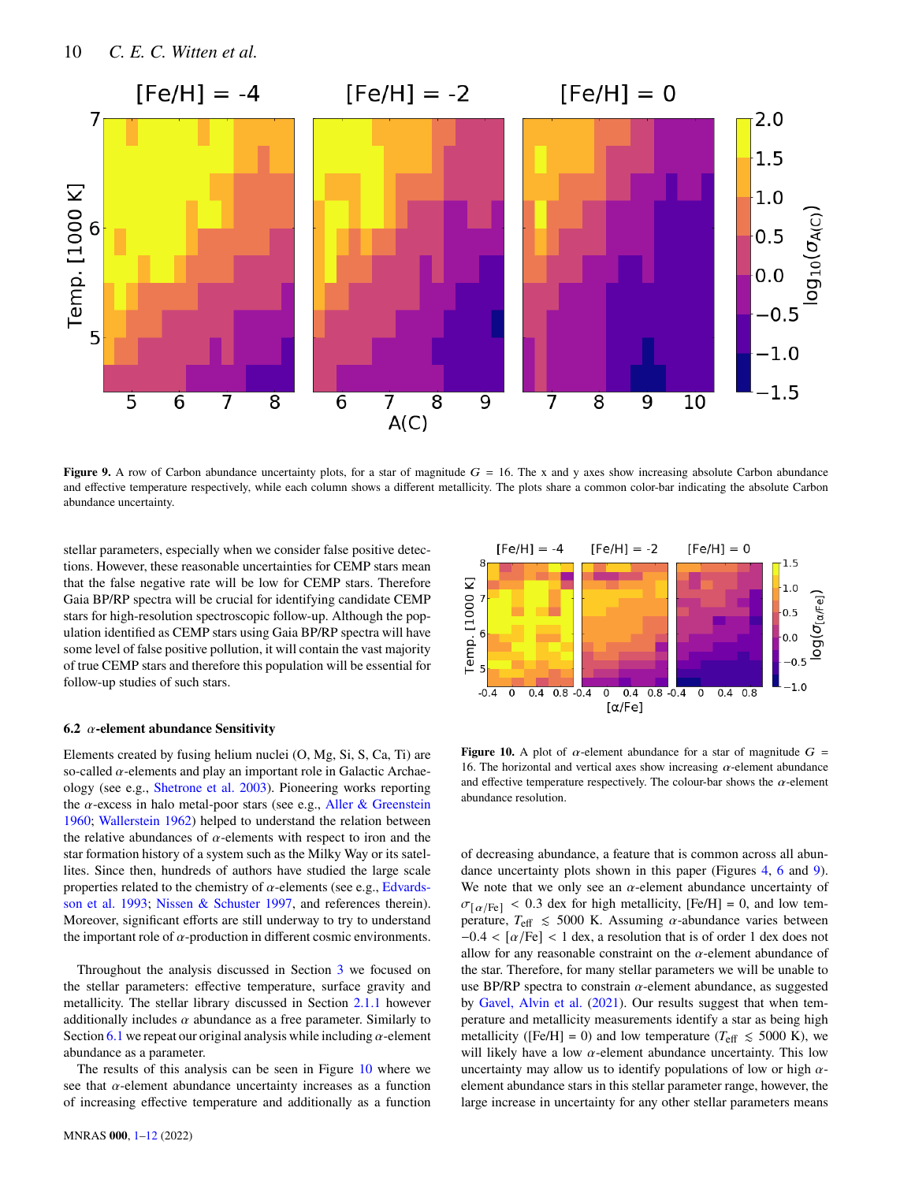**Figure 9.** A row of Carbon abundance uncertainty plots, for a star of magnitude $G = 16$. The x and y axes show increasing absolute Carbon abundance and effective temperature respectively, while each column shows a different metallicity. The plots share a common color-bar indicating the absolute Carbon abundance uncertainty.

stellar parameters, especially when we consider false positive detections. However, these reasonable uncertainties for CEMP stars mean that the false negative rate will be low for CEMP stars. Therefore Gaia BP/RP spectra will be crucial for identifying candidate CEMP stars for high-resolution spectroscopic follow-up. Although the population identified as CEMP stars using Gaia BP/RP spectra will have some level of false positive pollution, it will contain the vast majority of true CEMP stars and therefore this population will be essential for follow-up studies of such stars.

### 6.2 $\alpha$-element abundance Sensitivity

Elements created by fusing helium nuclei (O, Mg, Si, S, Ca, Ti) are so-called $\alpha$-elements and play an important role in Galactic Archaeology (see e.g., Shetrone et al. 2003). Pioneering works reporting the $\alpha$-excess in halo metal-poor stars (see e.g., Aller & Greenstein 1960; Wallerstein 1962) helped to understand the relation between the relative abundances of $\alpha$-elements with respect to iron and the star formation history of a system such as the Milky Way or its satellites. Since then, hundreds of authors have studied the large scale properties related to the chemistry of $\alpha$-elements (see e.g., Edvardsson et al. 1993; Nissen & Schuster 1997, and references therein). Moreover, significant efforts are still underway to try to understand the important role of $\alpha$-production in different cosmic environments.

Throughout the analysis discussed in Section 3 we focused on the stellar parameters: effective temperature, surface gravity and metallicity. The stellar library discussed in Section 2.1.1 however additionally includes $\alpha$ abundance as a free parameter. Similarly to Section 6.1 we repeat our original analysis while including $\alpha$-element abundance as a parameter.

The results of this analysis can be seen in Figure 10 where we see that $\alpha$-element abundance uncertainty increases as a function of increasing effective temperature and additionally as a function of decreasing abundance, a feature that is common across all abundance uncertainty plots shown in this paper (Figures 4, 6 and 9). We note that we only see an $\alpha$-element abundance uncertainty of $\sigma_{[\alpha/\mathrm{Fe}]} < 0.3$ dex for high metallicity, [Fe/H] = 0, and low temperature, $T_{\mathrm{eff}} \lesssim 5000$ K. Assuming $\alpha$-abundance varies between $-0.4 < [\alpha/\mathrm{Fe}] < 1$ dex, a resolution that is of order 1 dex does not allow for any reasonable constraint on the $\alpha$-element abundance of the star. Therefore, for many stellar parameters we will be unable to use BP/RP spectra to constrain $\alpha$-element abundance, as suggested by Gavel, Alvin et al. (2021). Our results suggest that when temperature and metallicity measurements identify a star as being high metallicity ([Fe/H] = 0) and low temperature ($T_{\mathrm{eff}} \lesssim 5000$ K), we will likely have a low $\alpha$-element abundance uncertainty. This low uncertainty may allow us to identify populations of low or high $\alpha$-element abundance stars in this stellar parameter range, however, the large increase in uncertainty for any other stellar parameters means

**Figure 10.** A plot of $\alpha$-element abundance for a star of magnitude $G = 16$. The horizontal and vertical axes show increasing $\alpha$-element abundance and effective temperature respectively. The colour-bar shows the $\alpha$-element abundance resolution.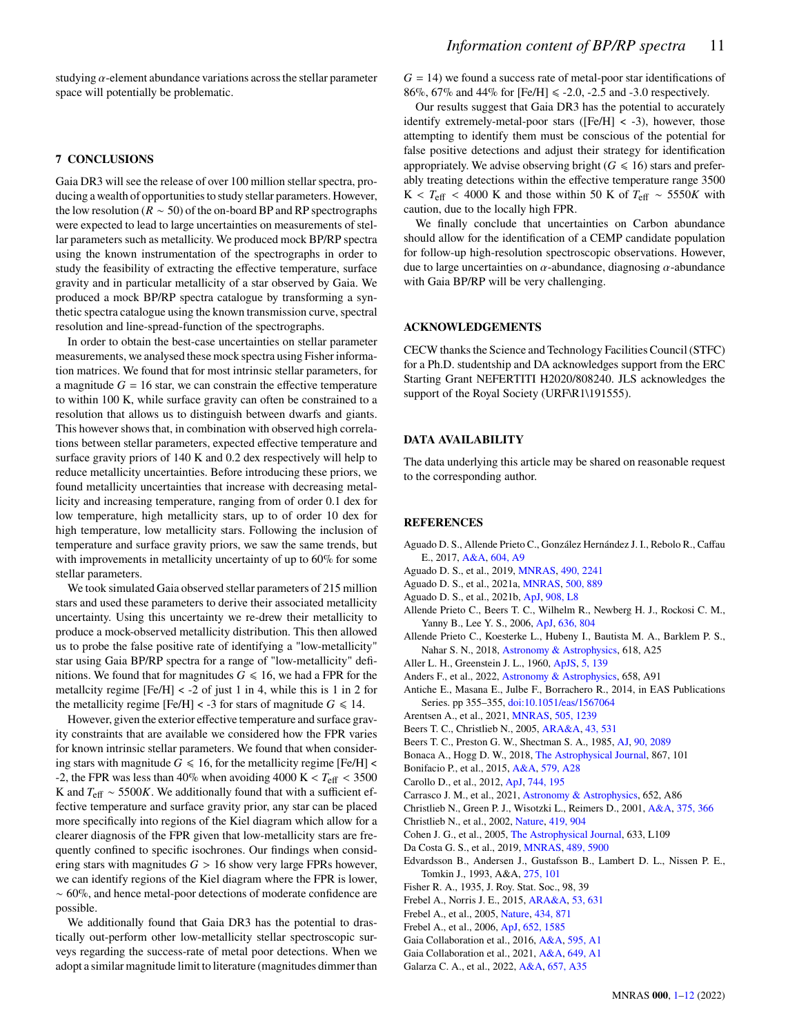studying $\alpha$-element abundance variations across the stellar parameter space will potentially be problematic.

## 7 CONCLUSIONS

Gaia DR3 will see the release of over 100 million stellar spectra, producing a wealth of opportunities to study stellar parameters. However, the low resolution ($R \sim 50$) of the on-board BP and RP spectrographs were expected to lead to large uncertainties on measurements of stellar parameters such as metallicity. We produced mock BP/RP spectra using the known instrumentation of the spectrographs in order to study the feasibility of extracting the effective temperature, surface gravity and in particular metallicity of a star observed by Gaia. We produced a mock BP/RP spectra catalogue by transforming a synthetic spectra catalogue using the known transmission curve, spectral resolution and line-spread-function of the spectrographs.

In order to obtain the best-case uncertainties on stellar parameter measurements, we analysed these mock spectra using Fisher information matrices. We found that for most intrinsic stellar parameters, for a magnitude $G = 16$ star, we can constrain the effective temperature to within 100 K, while surface gravity can often be constrained to a resolution that allows us to distinguish between dwarfs and giants. This however shows that, in combination with observed high correlations between stellar parameters, expected effective temperature and surface gravity priors of 140 K and 0.2 dex respectively will help to reduce metallicity uncertainties. Before introducing these priors, we found metallicity uncertainties that increase with decreasing metallicity and increasing temperature, ranging from of order 0.1 dex for low temperature, high metallicity stars, up to of order 10 dex for high temperature, low metallicity stars. Following the inclusion of temperature and surface gravity priors, we saw the same trends, but with improvements in metallicity uncertainty of up to 60% for some stellar parameters.

We took simulated Gaia observed stellar parameters of 215 million stars and used these parameters to derive their associated metallicity uncertainty. Using this uncertainty we re-drew their metallicity to produce a mock-observed metallicity distribution. This then allowed us to probe the false positive rate of identifying a "low-metallicity" star using Gaia BP/RP spectra for a range of "low-metallicity" definitions. We found that for magnitudes $G \leqslant 16$, we had a FPR for the metallcity regime [Fe/H] < -2 of just 1 in 4, while this is 1 in 2 for the metallicity regime [Fe/H] < -3 for stars of magnitude $G \leqslant 14$.

However, given the exterior effective temperature and surface gravity constraints that are available we considered how the FPR varies for known intrinsic stellar parameters. We found that when considering stars with magnitude $G \leqslant 16$, for the metallicity regime [Fe/H] < -2, the FPR was less than 40% when avoiding 4000 K $< T_{\rm eff} <$ 3500 K and $T_{\rm eff} \sim 5500K$. We additionally found that with a sufficient effective temperature and surface gravity prior, any star can be placed more specifically into regions of the Kiel diagram which allow for a clearer diagnosis of the FPR given that low-metallicity stars are frequently confined to specific isochrones. Our findings when considering stars with magnitudes $G > 16$ show very large FPRs however, we can identify regions of the Kiel diagram where the FPR is lower, $\sim 60\%$, and hence metal-poor detections of moderate confidence are possible.

We additionally found that Gaia DR3 has the potential to drastically out-perform other low-metallicity stellar spectroscopic surveys regarding the success-rate of metal poor detections. When we adopt a similar magnitude limit to literature (magnitudes dimmer than $G = 14$) we found a success rate of metal-poor star identifications of 86%, 67% and 44% for [Fe/H] $\leqslant$ -2.0, -2.5 and -3.0 respectively.

Our results suggest that Gaia DR3 has the potential to accurately identify extremely-metal-poor stars ([Fe/H] < -3), however, those attempting to identify them must be conscious of the potential for false positive detections and adjust their strategy for identification appropriately. We advise observing bright ($G \leqslant 16$) stars and preferably treating detections within the effective temperature range 3500 K $< T_{\rm eff} <$ 4000 K and those within 50 K of $T_{\rm eff} \sim 5550K$ with caution, due to the locally high FPR.

We finally conclude that uncertainties on Carbon abundance should allow for the identification of a CEMP candidate population for follow-up high-resolution spectroscopic observations. However, due to large uncertainties on $\alpha$-abundance, diagnosing $\alpha$-abundance with Gaia BP/RP will be very challenging.

## ACKNOWLEDGEMENTS

CECW thanks the Science and Technology Facilities Council (STFC) for a Ph.D. studentship and DA acknowledges support from the ERC Starting Grant NEFERTITI H2020/808240. JLS acknowledges the support of the Royal Society (URF\R1\191555).

## DATA AVAILABILITY

The data underlying this article may be shared on reasonable request to the corresponding author.

## REFERENCES

Aguado D. S., Allende Prieto C., González Hernández J. I., Rebolo R., Caffau E., 2017, A&A, 604, A9
Aguado D. S., et al., 2019, MNRAS, 490, 2241
Aguado D. S., et al., 2021a, MNRAS, 500, 889
Aguado D. S., et al., 2021b, ApJ, 908, L8
Allende Prieto C., Beers T. C., Wilhelm R., Newberg H. J., Rockosi C. M., Yanny B., Lee Y. S., 2006, ApJ, 636, 804
Allende Prieto C., Koesterke L., Hubeny I., Bautista M. A., Barklem P. S., Nahar S. N., 2018, Astronomy & Astrophysics, 618, A25
Aller L. H., Greenstein J. L., 1960, ApJS, 5, 139
Anders F., et al., 2022, Astronomy & Astrophysics, 658, A91
Antiche E., Masana E., Julbe F., Borrachero R., 2014, in EAS Publications Series. pp 355–355, doi:10.1051/eas/1567064
Arentsen A., et al., 2021, MNRAS, 505, 1239
Beers T. C., Christlieb N., 2005, ARA&A, 43, 531
Beers T. C., Preston G. W., Shectman S. A., 1985, AJ, 90, 2089
Bonaca A., Hogg D. W., 2018, The Astrophysical Journal, 867, 101
Bonifacio P., et al., 2015, A&A, 579, A28
Carollo D., et al., 2012, ApJ, 744, 195
Carrasco J. M., et al., 2021, Astronomy & Astrophysics, 652, A86
Christlieb N., Green P. J., Wisotzki L., Reimers D., 2001, A&A, 375, 366
Christlieb N., et al., 2002, Nature, 419, 904
Cohen J. G., et al., 2005, The Astrophysical Journal, 633, L109
Da Costa G. S., et al., 2019, MNRAS, 489, 5900
Edvardsson B., Andersen J., Gustafsson B., Lambert D. L., Nissen P. E., Tomkin J., 1993, A&A, 275, 101
Fisher R. A., 1935, J. Roy. Stat. Soc., 98, 39
Frebel A., Norris J. E., 2015, ARA&A, 53, 631
Frebel A., et al., 2005, Nature, 434, 871
Frebel A., et al., 2006, ApJ, 652, 1585
Gaia Collaboration et al., 2016, A&A, 595, A1
Gaia Collaboration et al., 2021, A&A, 649, A1
Galarza C. A., et al., 2022, A&A, 657, A35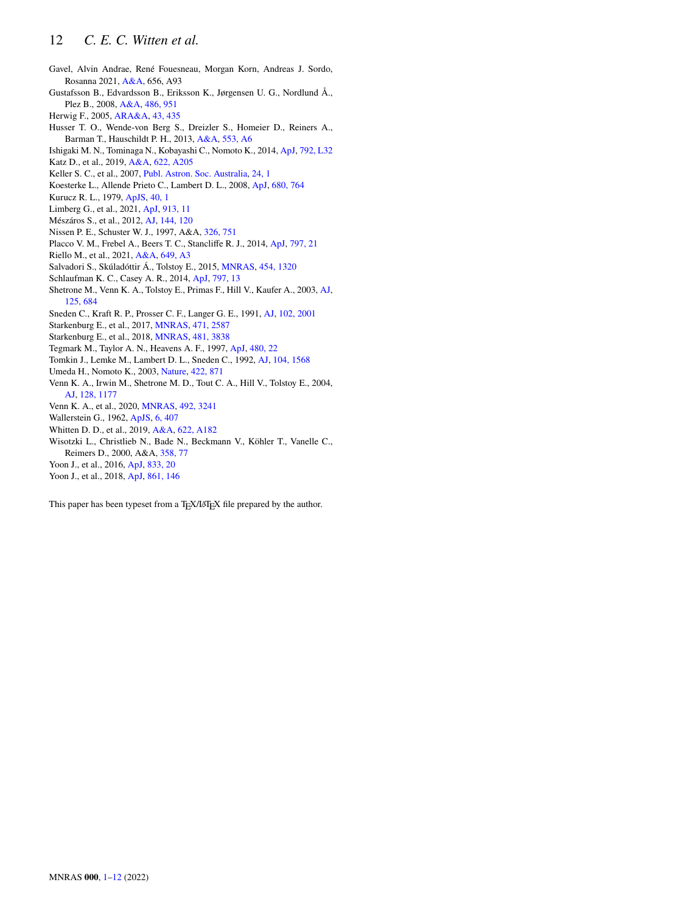Gavel, Alvin Andrae, René Fouesneau, Morgan Korn, Andreas J. Sordo, Rosanna 2021, A&A, 656, A93

Gustafsson B., Edvardsson B., Eriksson K., Jørgensen U. G., Nordlund Å., Plez B., 2008, A&A, 486, 951

Herwig F., 2005, ARA&A, 43, 435

Husser T. O., Wende-von Berg S., Dreizler S., Homeier D., Reiners A., Barman T., Hauschildt P. H., 2013, A&A, 553, A6

Ishigaki M. N., Tominaga N., Kobayashi C., Nomoto K., 2014, ApJ, 792, L32

Katz D., et al., 2019, A&A, 622, A205

Keller S. C., et al., 2007, Publ. Astron. Soc. Australia, 24, 1

Koesterke L., Allende Prieto C., Lambert D. L., 2008, ApJ, 680, 764

Kurucz R. L., 1979, ApJS, 40, 1

Limberg G., et al., 2021, ApJ, 913, 11

Mészáros S., et al., 2012, AJ, 144, 120

Nissen P. E., Schuster W. J., 1997, A&A, 326, 751

Placco V. M., Frebel A., Beers T. C., Stancliffe R. J., 2014, ApJ, 797, 21

Riello M., et al., 2021, A&A, 649, A3

Salvadori S., Skúladóttir Á., Tolstoy E., 2015, MNRAS, 454, 1320

Schlaufman K. C., Casey A. R., 2014, ApJ, 797, 13

Shetrone M., Venn K. A., Tolstoy E., Primas F., Hill V., Kaufer A., 2003, AJ, 125, 684

Sneden C., Kraft R. P., Prosser C. F., Langer G. E., 1991, AJ, 102, 2001

Starkenburg E., et al., 2017, MNRAS, 471, 2587

Starkenburg E., et al., 2018, MNRAS, 481, 3838

Tegmark M., Taylor A. N., Heavens A. F., 1997, ApJ, 480, 22

Tomkin J., Lemke M., Lambert D. L., Sneden C., 1992, AJ, 104, 1568

Umeda H., Nomoto K., 2003, Nature, 422, 871

Venn K. A., Irwin M., Shetrone M. D., Tout C. A., Hill V., Tolstoy E., 2004, AJ, 128, 1177

Venn K. A., et al., 2020, MNRAS, 492, 3241

Wallerstein G., 1962, ApJS, 6, 407

Whitten D. D., et al., 2019, A&A, 622, A182

Wisotzki L., Christlieb N., Bade N., Beckmann V., Köhler T., Vanelle C., Reimers D., 2000, A&A, 358, 77

Yoon J., et al., 2016, ApJ, 833, 20

Yoon J., et al., 2018, ApJ, 861, 146

This paper has been typeset from a TEX/LATEX file prepared by the author.